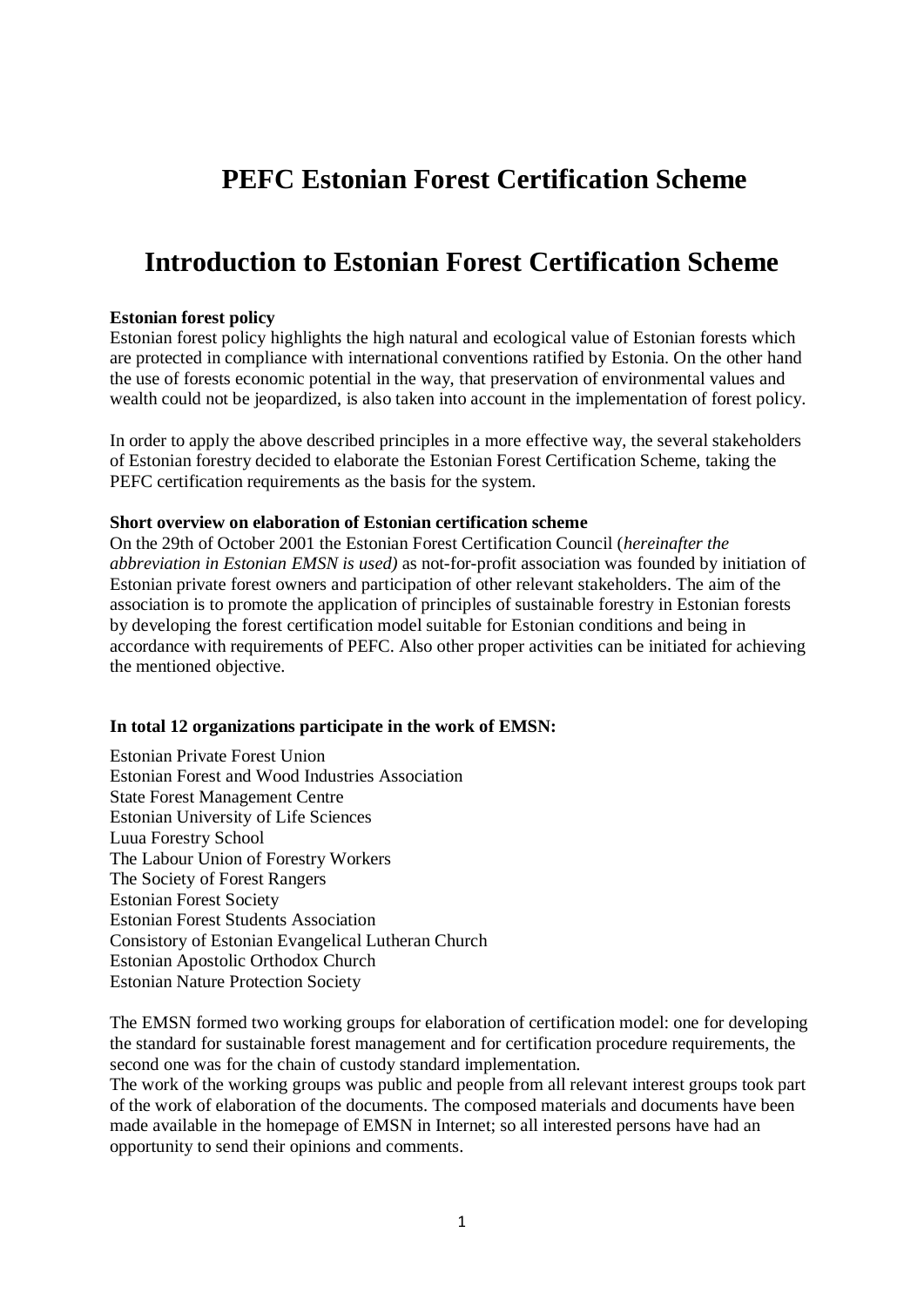# PEFC Estonian Forest Certification Scheme

# Introduction to Estonian Forest Certification Scheme

**Estonian forest policy**

Estonian forest policy highlights the high natural and ecological value of Estonian forests which are protected in compliance with international conventions ratified by Estonia. On the other hand the use of forests economic potential in the way, that preservation of environmental values and wealth could not be jeopardized, is also taken into account in the implementation of forest policy.

In order to apply the above described principles in a more effective way, the several stakeholders of Estonian forestry decided to elaborate the Estonian Forest Certification Scheme, taking the PEFC certification requirements as the basis for the system.

**Short overview on elaboration of Estonian certification scheme**

On the 29th of October 2001 the Estonian Forest Certification Council (*hereinafter the abbreviation in Estonian EMSN is used)* as not-for-profit association was founded by initiation of Estonian private forest owners and participation of other relevant stakeholders. The aim of the association is to promote the application of principles of sustainable forestry in Estonian forests by developing the forest certification model suitable for Estonian conditions and being in accordance with requirements of PEFC. Also other proper activities can be initiated for achieving the mentioned objective.

**In total 12 organizations participate in the work of EMSN:**

Estonian Private Forest Union
Estonian Forest and Wood Industries Association
State Forest Management Centre
Estonian University of Life Sciences
Luua Forestry School
The Labour Union of Forestry Workers
The Society of Forest Rangers
Estonian Forest Society
Estonian Forest Students Association
Consistory of Estonian Evangelical Lutheran Church
Estonian Apostolic Orthodox Church
Estonian Nature Protection Society

The EMSN formed two working groups for elaboration of certification model: one for developing the standard for sustainable forest management and for certification procedure requirements, the second one was for the chain of custody standard implementation.

The work of the working groups was public and people from all relevant interest groups took part of the work of elaboration of the documents. The composed materials and documents have been made available in the homepage of EMSN in Internet; so all interested persons have had an opportunity to send their opinions and comments.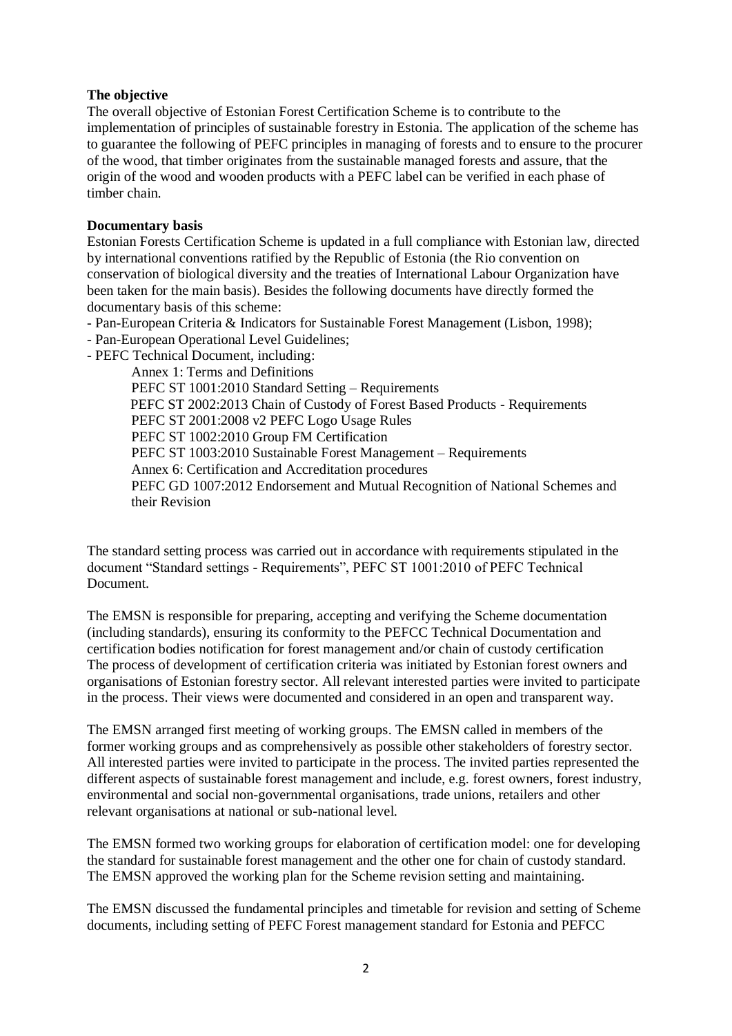**The objective**

The overall objective of Estonian Forest Certification Scheme is to contribute to the implementation of principles of sustainable forestry in Estonia. The application of the scheme has to guarantee the following of PEFC principles in managing of forests and to ensure to the procurer of the wood, that timber originates from the sustainable managed forests and assure, that the origin of the wood and wooden products with a PEFC label can be verified in each phase of timber chain.

**Documentary basis**

Estonian Forests Certification Scheme is updated in a full compliance with Estonian law, directed by international conventions ratified by the Republic of Estonia (the Rio convention on conservation of biological diversity and the treaties of International Labour Organization have been taken for the main basis). Besides the following documents have directly formed the documentary basis of this scheme:

- Pan-European Criteria & Indicators for Sustainable Forest Management (Lisbon, 1998);
- Pan-European Operational Level Guidelines;
- PEFC Technical Document, including:
    - Annex 1: Terms and Definitions
    - PEFC ST 1001:2010 Standard Setting – Requirements
    - PEFC ST 2002:2013 Chain of Custody of Forest Based Products - Requirements
    - PEFC ST 2001:2008 v2 PEFC Logo Usage Rules
    - PEFC ST 1002:2010 Group FM Certification
    - PEFC ST 1003:2010 Sustainable Forest Management – Requirements
    - Annex 6: Certification and Accreditation procedures
    - PEFC GD 1007:2012 Endorsement and Mutual Recognition of National Schemes and their Revision

The standard setting process was carried out in accordance with requirements stipulated in the document "Standard settings - Requirements", PEFC ST 1001:2010 of PEFC Technical Document.

The EMSN is responsible for preparing, accepting and verifying the Scheme documentation (including standards), ensuring its conformity to the PEFCC Technical Documentation and certification bodies notification for forest management and/or chain of custody certification
The process of development of certification criteria was initiated by Estonian forest owners and organisations of Estonian forestry sector. All relevant interested parties were invited to participate in the process. Their views were documented and considered in an open and transparent way.

The EMSN arranged first meeting of working groups. The EMSN called in members of the former working groups and as comprehensively as possible other stakeholders of forestry sector. All interested parties were invited to participate in the process. The invited parties represented the different aspects of sustainable forest management and include, e.g. forest owners, forest industry, environmental and social non-governmental organisations, trade unions, retailers and other relevant organisations at national or sub-national level.

The EMSN formed two working groups for elaboration of certification model: one for developing the standard for sustainable forest management and the other one for chain of custody standard. The EMSN approved the working plan for the Scheme revision setting and maintaining.

The EMSN discussed the fundamental principles and timetable for revision and setting of Scheme documents, including setting of PEFC Forest management standard for Estonia and PEFCC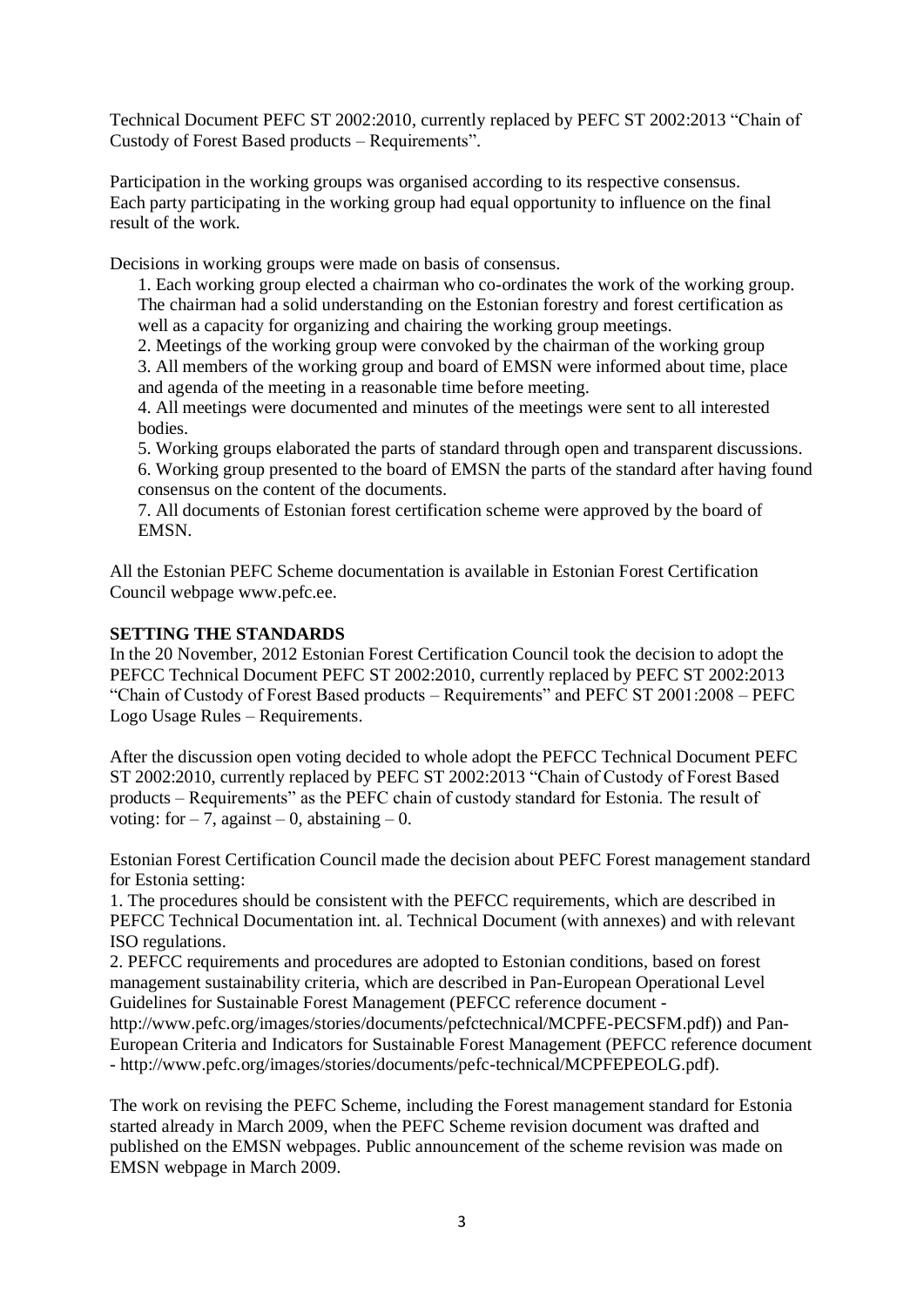Technical Document PEFC ST 2002:2010, currently replaced by PEFC ST 2002:2013 "Chain of Custody of Forest Based products – Requirements".

Participation in the working groups was organised according to its respective consensus. Each party participating in the working group had equal opportunity to influence on the final result of the work.

Decisions in working groups were made on basis of consensus.

1. Each working group elected a chairman who co-ordinates the work of the working group. The chairman had a solid understanding on the Estonian forestry and forest certification as well as a capacity for organizing and chairing the working group meetings.
2. Meetings of the working group were convoked by the chairman of the working group
3. All members of the working group and board of EMSN were informed about time, place and agenda of the meeting in a reasonable time before meeting.
4. All meetings were documented and minutes of the meetings were sent to all interested bodies.
5. Working groups elaborated the parts of standard through open and transparent discussions.
6. Working group presented to the board of EMSN the parts of the standard after having found consensus on the content of the documents.
7. All documents of Estonian forest certification scheme were approved by the board of EMSN.

All the Estonian PEFC Scheme documentation is available in Estonian Forest Certification Council webpage www.pefc.ee.

**SETTING THE STANDARDS**

In the 20 November, 2012 Estonian Forest Certification Council took the decision to adopt the PEFCC Technical Document PEFC ST 2002:2010, currently replaced by PEFC ST 2002:2013 "Chain of Custody of Forest Based products – Requirements" and PEFC ST 2001:2008 – PEFC Logo Usage Rules – Requirements.

After the discussion open voting decided to whole adopt the PEFCC Technical Document PEFC ST 2002:2010, currently replaced by PEFC ST 2002:2013 "Chain of Custody of Forest Based products – Requirements" as the PEFC chain of custody standard for Estonia. The result of voting: for – 7, against – 0, abstaining – 0.

Estonian Forest Certification Council made the decision about PEFC Forest management standard for Estonia setting:

1. The procedures should be consistent with the PEFCC requirements, which are described in PEFCC Technical Documentation int. al. Technical Document (with annexes) and with relevant ISO regulations.
2. PEFCC requirements and procedures are adopted to Estonian conditions, based on forest management sustainability criteria, which are described in Pan-European Operational Level Guidelines for Sustainable Forest Management (PEFCC reference document - http://www.pefc.org/images/stories/documents/pefctechnical/MCPFE-PECSFM.pdf)) and Pan-European Criteria and Indicators for Sustainable Forest Management (PEFCC reference document - http://www.pefc.org/images/stories/documents/pefc-technical/MCPFEPEOLG.pdf).

The work on revising the PEFC Scheme, including the Forest management standard for Estonia started already in March 2009, when the PEFC Scheme revision document was drafted and published on the EMSN webpages. Public announcement of the scheme revision was made on EMSN webpage in March 2009.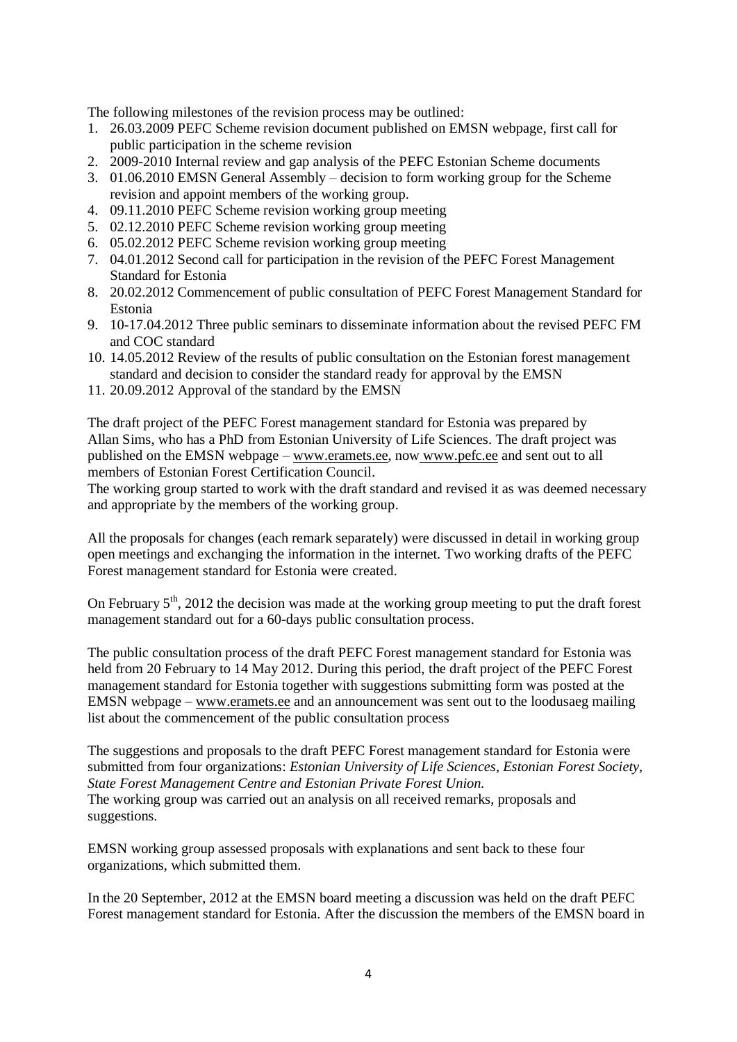The following milestones of the revision process may be outlined:

1. 26.03.2009 PEFC Scheme revision document published on EMSN webpage, first call for public participation in the scheme revision
2. 2009-2010 Internal review and gap analysis of the PEFC Estonian Scheme documents
3. 01.06.2010 EMSN General Assembly – decision to form working group for the Scheme revision and appoint members of the working group.
4. 09.11.2010 PEFC Scheme revision working group meeting
5. 02.12.2010 PEFC Scheme revision working group meeting
6. 05.02.2012 PEFC Scheme revision working group meeting
7. 04.01.2012 Second call for participation in the revision of the PEFC Forest Management Standard for Estonia
8. 20.02.2012 Commencement of public consultation of PEFC Forest Management Standard for Estonia
9. 10-17.04.2012 Three public seminars to disseminate information about the revised PEFC FM and COC standard
10. 14.05.2012 Review of the results of public consultation on the Estonian forest management standard and decision to consider the standard ready for approval by the EMSN
11. 20.09.2012 Approval of the standard by the EMSN

The draft project of the PEFC Forest management standard for Estonia was prepared by Allan Sims, who has a PhD from Estonian University of Life Sciences. The draft project was published on the EMSN webpage – www.eramets.ee, now www.pefc.ee and sent out to all members of Estonian Forest Certification Council.
The working group started to work with the draft standard and revised it as was deemed necessary and appropriate by the members of the working group.

All the proposals for changes (each remark separately) were discussed in detail in working group open meetings and exchanging the information in the internet. Two working drafts of the PEFC Forest management standard for Estonia were created.

On February 5th, 2012 the decision was made at the working group meeting to put the draft forest management standard out for a 60-days public consultation process.

The public consultation process of the draft PEFC Forest management standard for Estonia was held from 20 February to 14 May 2012. During this period, the draft project of the PEFC Forest management standard for Estonia together with suggestions submitting form was posted at the EMSN webpage – www.eramets.ee and an announcement was sent out to the loodusaeg mailing list about the commencement of the public consultation process

The suggestions and proposals to the draft PEFC Forest management standard for Estonia were submitted from four organizations: *Estonian University of Life Sciences, Estonian Forest Society, State Forest Management Centre and Estonian Private Forest Union.*
The working group was carried out an analysis on all received remarks, proposals and suggestions.

EMSN working group assessed proposals with explanations and sent back to these four organizations, which submitted them.

In the 20 September, 2012 at the EMSN board meeting a discussion was held on the draft PEFC Forest management standard for Estonia. After the discussion the members of the EMSN board in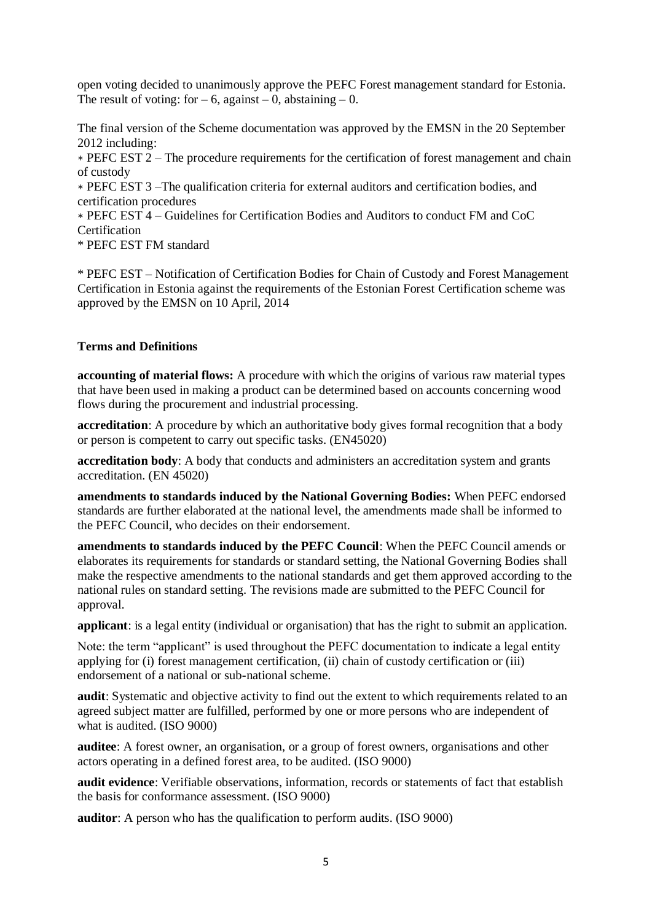open voting decided to unanimously approve the PEFC Forest management standard for Estonia. The result of voting: for – 6, against – 0, abstaining – 0.

The final version of the Scheme documentation was approved by the EMSN in the 20 September 2012 including:

∗ PEFC EST 2 – The procedure requirements for the certification of forest management and chain of custody

∗ PEFC EST 3 –The qualification criteria for external auditors and certification bodies, and certification procedures

∗ PEFC EST 4 – Guidelines for Certification Bodies and Auditors to conduct FM and CoC Certification

* PEFC EST FM standard

* PEFC EST – Notification of Certification Bodies for Chain of Custody and Forest Management Certification in Estonia against the requirements of the Estonian Forest Certification scheme was approved by the EMSN on 10 April, 2014

**Terms and Definitions**

**accounting of material flows:** A procedure with which the origins of various raw material types that have been used in making a product can be determined based on accounts concerning wood flows during the procurement and industrial processing.

**accreditation**: A procedure by which an authoritative body gives formal recognition that a body or person is competent to carry out specific tasks. (EN45020)

**accreditation body**: A body that conducts and administers an accreditation system and grants accreditation. (EN 45020)

**amendments to standards induced by the National Governing Bodies:** When PEFC endorsed standards are further elaborated at the national level, the amendments made shall be informed to the PEFC Council, who decides on their endorsement.

**amendments to standards induced by the PEFC Council**: When the PEFC Council amends or elaborates its requirements for standards or standard setting, the National Governing Bodies shall make the respective amendments to the national standards and get them approved according to the national rules on standard setting. The revisions made are submitted to the PEFC Council for approval.

**applicant**: is a legal entity (individual or organisation) that has the right to submit an application.

Note: the term "applicant" is used throughout the PEFC documentation to indicate a legal entity applying for (i) forest management certification, (ii) chain of custody certification or (iii) endorsement of a national or sub-national scheme.

**audit**: Systematic and objective activity to find out the extent to which requirements related to an agreed subject matter are fulfilled, performed by one or more persons who are independent of what is audited. (ISO 9000)

**auditee**: A forest owner, an organisation, or a group of forest owners, organisations and other actors operating in a defined forest area, to be audited. (ISO 9000)

**audit evidence**: Verifiable observations, information, records or statements of fact that establish the basis for conformance assessment. (ISO 9000)

**auditor**: A person who has the qualification to perform audits. (ISO 9000)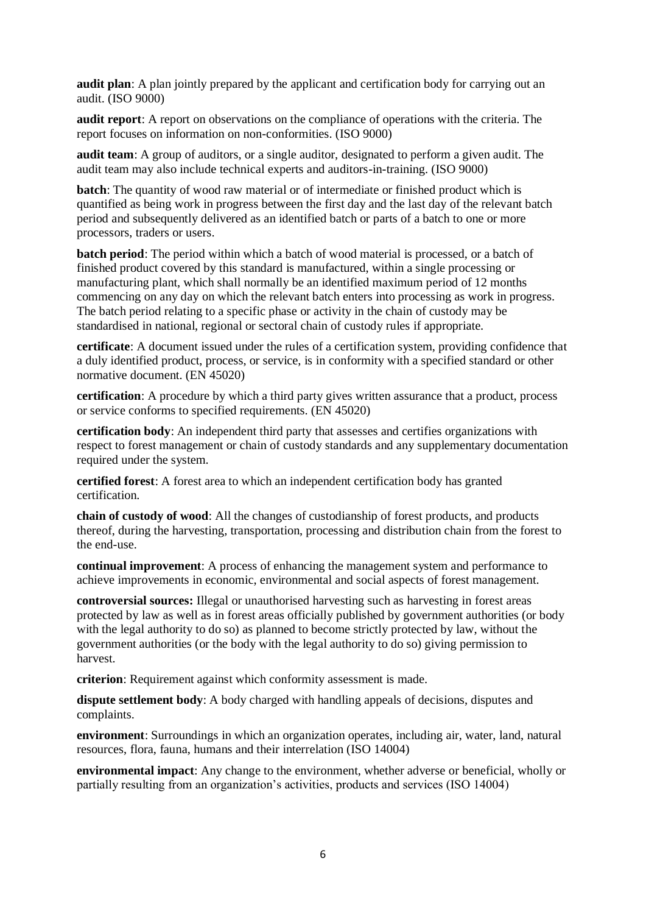**audit plan**: A plan jointly prepared by the applicant and certification body for carrying out an audit. (ISO 9000)

**audit report**: A report on observations on the compliance of operations with the criteria. The report focuses on information on non-conformities. (ISO 9000)

**audit team**: A group of auditors, or a single auditor, designated to perform a given audit. The audit team may also include technical experts and auditors-in-training. (ISO 9000)

**batch**: The quantity of wood raw material or of intermediate or finished product which is quantified as being work in progress between the first day and the last day of the relevant batch period and subsequently delivered as an identified batch or parts of a batch to one or more processors, traders or users.

**batch period**: The period within which a batch of wood material is processed, or a batch of finished product covered by this standard is manufactured, within a single processing or manufacturing plant, which shall normally be an identified maximum period of 12 months commencing on any day on which the relevant batch enters into processing as work in progress. The batch period relating to a specific phase or activity in the chain of custody may be standardised in national, regional or sectoral chain of custody rules if appropriate.

**certificate**: A document issued under the rules of a certification system, providing confidence that a duly identified product, process, or service, is in conformity with a specified standard or other normative document. (EN 45020)

**certification**: A procedure by which a third party gives written assurance that a product, process or service conforms to specified requirements. (EN 45020)

**certification body**: An independent third party that assesses and certifies organizations with respect to forest management or chain of custody standards and any supplementary documentation required under the system.

**certified forest**: A forest area to which an independent certification body has granted certification.

**chain of custody of wood**: All the changes of custodianship of forest products, and products thereof, during the harvesting, transportation, processing and distribution chain from the forest to the end-use.

**continual improvement**: A process of enhancing the management system and performance to achieve improvements in economic, environmental and social aspects of forest management.

**controversial sources:** Illegal or unauthorised harvesting such as harvesting in forest areas protected by law as well as in forest areas officially published by government authorities (or body with the legal authority to do so) as planned to become strictly protected by law, without the government authorities (or the body with the legal authority to do so) giving permission to harvest.

**criterion**: Requirement against which conformity assessment is made.

**dispute settlement body**: A body charged with handling appeals of decisions, disputes and complaints.

**environment**: Surroundings in which an organization operates, including air, water, land, natural resources, flora, fauna, humans and their interrelation (ISO 14004)

**environmental impact**: Any change to the environment, whether adverse or beneficial, wholly or partially resulting from an organization's activities, products and services (ISO 14004)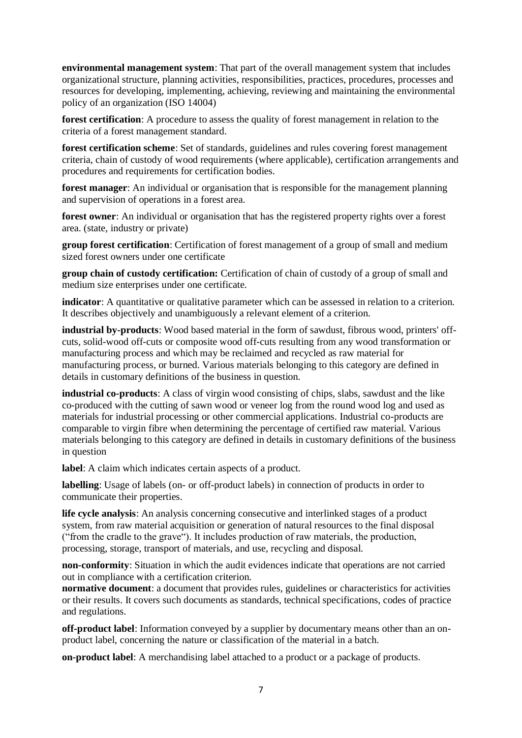**environmental management system**: That part of the overall management system that includes organizational structure, planning activities, responsibilities, practices, procedures, processes and resources for developing, implementing, achieving, reviewing and maintaining the environmental policy of an organization (ISO 14004)

**forest certification**: A procedure to assess the quality of forest management in relation to the criteria of a forest management standard.

**forest certification scheme**: Set of standards, guidelines and rules covering forest management criteria, chain of custody of wood requirements (where applicable), certification arrangements and procedures and requirements for certification bodies.

**forest manager**: An individual or organisation that is responsible for the management planning and supervision of operations in a forest area.

**forest owner**: An individual or organisation that has the registered property rights over a forest area. (state, industry or private)

**group forest certification**: Certification of forest management of a group of small and medium sized forest owners under one certificate

**group chain of custody certification:** Certification of chain of custody of a group of small and medium size enterprises under one certificate.

**indicator**: A quantitative or qualitative parameter which can be assessed in relation to a criterion. It describes objectively and unambiguously a relevant element of a criterion.

**industrial by-products**: Wood based material in the form of sawdust, fibrous wood, printers' off-cuts, solid-wood off-cuts or composite wood off-cuts resulting from any wood transformation or manufacturing process and which may be reclaimed and recycled as raw material for manufacturing process, or burned. Various materials belonging to this category are defined in details in customary definitions of the business in question.

**industrial co-products**: A class of virgin wood consisting of chips, slabs, sawdust and the like co-produced with the cutting of sawn wood or veneer log from the round wood log and used as materials for industrial processing or other commercial applications. Industrial co-products are comparable to virgin fibre when determining the percentage of certified raw material. Various materials belonging to this category are defined in details in customary definitions of the business in question

**label**: A claim which indicates certain aspects of a product.

**labelling**: Usage of labels (on- or off-product labels) in connection of products in order to communicate their properties.

**life cycle analysis**: An analysis concerning consecutive and interlinked stages of a product system, from raw material acquisition or generation of natural resources to the final disposal ("from the cradle to the grave"). It includes production of raw materials, the production, processing, storage, transport of materials, and use, recycling and disposal.

**non-conformity**: Situation in which the audit evidences indicate that operations are not carried out in compliance with a certification criterion.

**normative document**: a document that provides rules, guidelines or characteristics for activities or their results. It covers such documents as standards, technical specifications, codes of practice and regulations.

**off-product label**: Information conveyed by a supplier by documentary means other than an on-product label, concerning the nature or classification of the material in a batch.

**on-product label**: A merchandising label attached to a product or a package of products.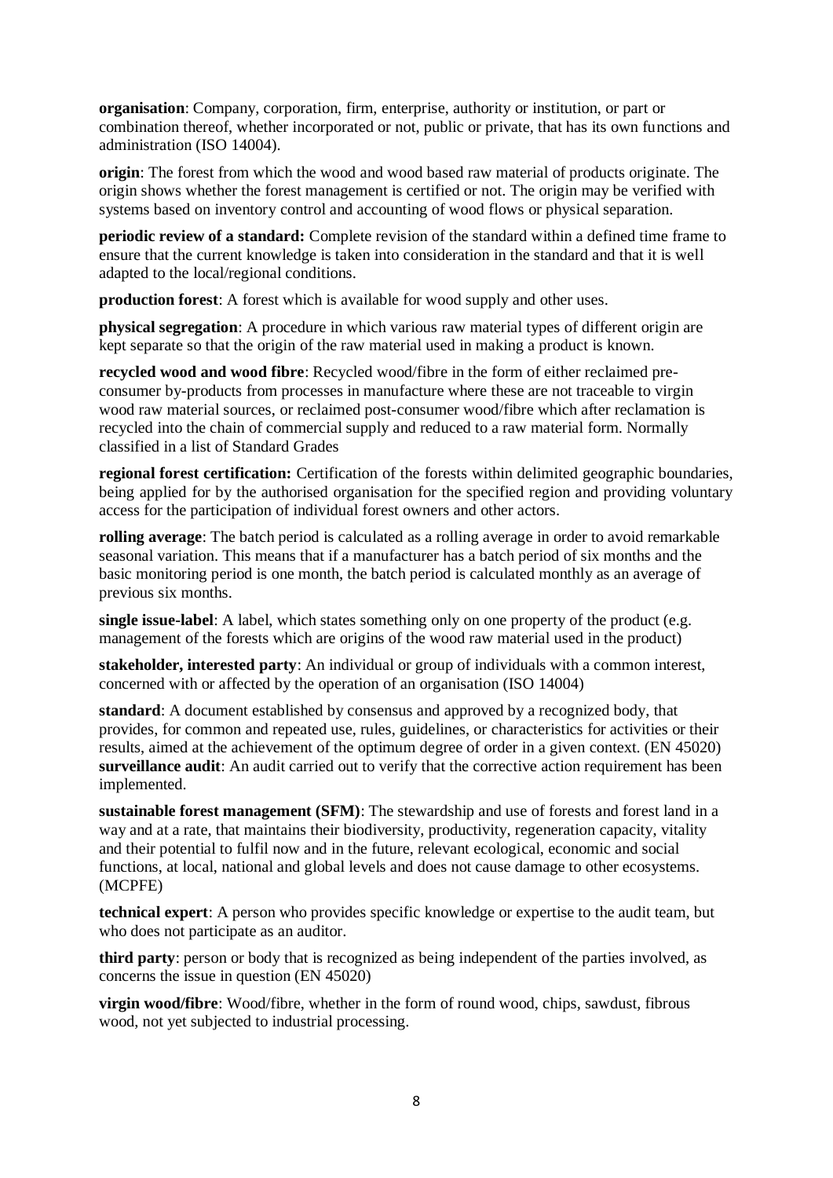**organisation**: Company, corporation, firm, enterprise, authority or institution, or part or combination thereof, whether incorporated or not, public or private, that has its own functions and administration (ISO 14004).

**origin**: The forest from which the wood and wood based raw material of products originate. The origin shows whether the forest management is certified or not. The origin may be verified with systems based on inventory control and accounting of wood flows or physical separation.

**periodic review of a standard:** Complete revision of the standard within a defined time frame to ensure that the current knowledge is taken into consideration in the standard and that it is well adapted to the local/regional conditions.

**production forest**: A forest which is available for wood supply and other uses.

**physical segregation**: A procedure in which various raw material types of different origin are kept separate so that the origin of the raw material used in making a product is known.

**recycled wood and wood fibre**: Recycled wood/fibre in the form of either reclaimed pre-consumer by-products from processes in manufacture where these are not traceable to virgin wood raw material sources, or reclaimed post-consumer wood/fibre which after reclamation is recycled into the chain of commercial supply and reduced to a raw material form. Normally classified in a list of Standard Grades

**regional forest certification:** Certification of the forests within delimited geographic boundaries, being applied for by the authorised organisation for the specified region and providing voluntary access for the participation of individual forest owners and other actors.

**rolling average**: The batch period is calculated as a rolling average in order to avoid remarkable seasonal variation. This means that if a manufacturer has a batch period of six months and the basic monitoring period is one month, the batch period is calculated monthly as an average of previous six months.

**single issue-label**: A label, which states something only on one property of the product (e.g. management of the forests which are origins of the wood raw material used in the product)

**stakeholder, interested party**: An individual or group of individuals with a common interest, concerned with or affected by the operation of an organisation (ISO 14004)

**standard**: A document established by consensus and approved by a recognized body, that provides, for common and repeated use, rules, guidelines, or characteristics for activities or their results, aimed at the achievement of the optimum degree of order in a given context. (EN 45020)

**surveillance audit**: An audit carried out to verify that the corrective action requirement has been implemented.

**sustainable forest management (SFM)**: The stewardship and use of forests and forest land in a way and at a rate, that maintains their biodiversity, productivity, regeneration capacity, vitality and their potential to fulfil now and in the future, relevant ecological, economic and social functions, at local, national and global levels and does not cause damage to other ecosystems. (MCPFE)

**technical expert**: A person who provides specific knowledge or expertise to the audit team, but who does not participate as an auditor.

**third party**: person or body that is recognized as being independent of the parties involved, as concerns the issue in question (EN 45020)

**virgin wood/fibre**: Wood/fibre, whether in the form of round wood, chips, sawdust, fibrous wood, not yet subjected to industrial processing.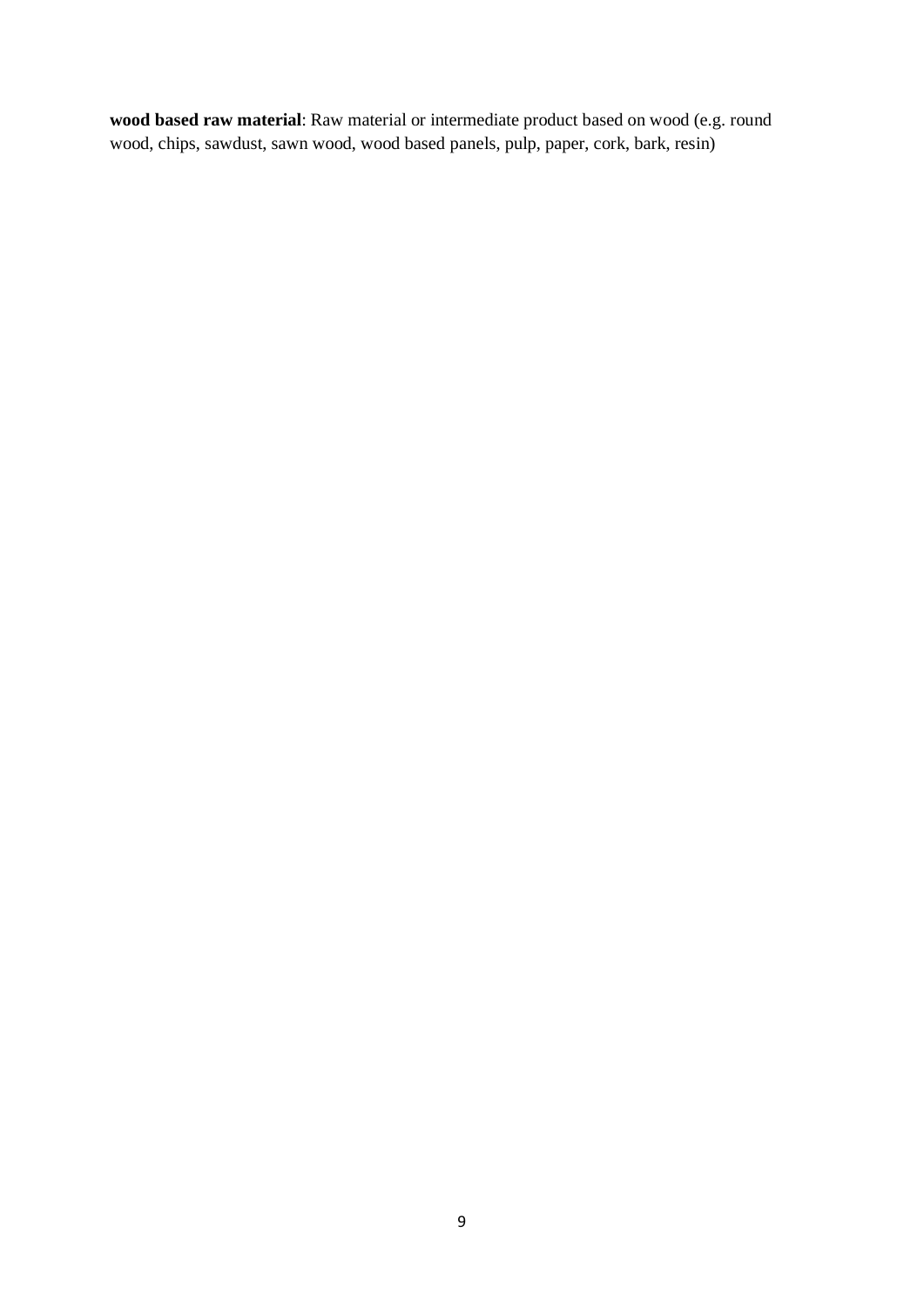**wood based raw material**: Raw material or intermediate product based on wood (e.g. round wood, chips, sawdust, sawn wood, wood based panels, pulp, paper, cork, bark, resin)